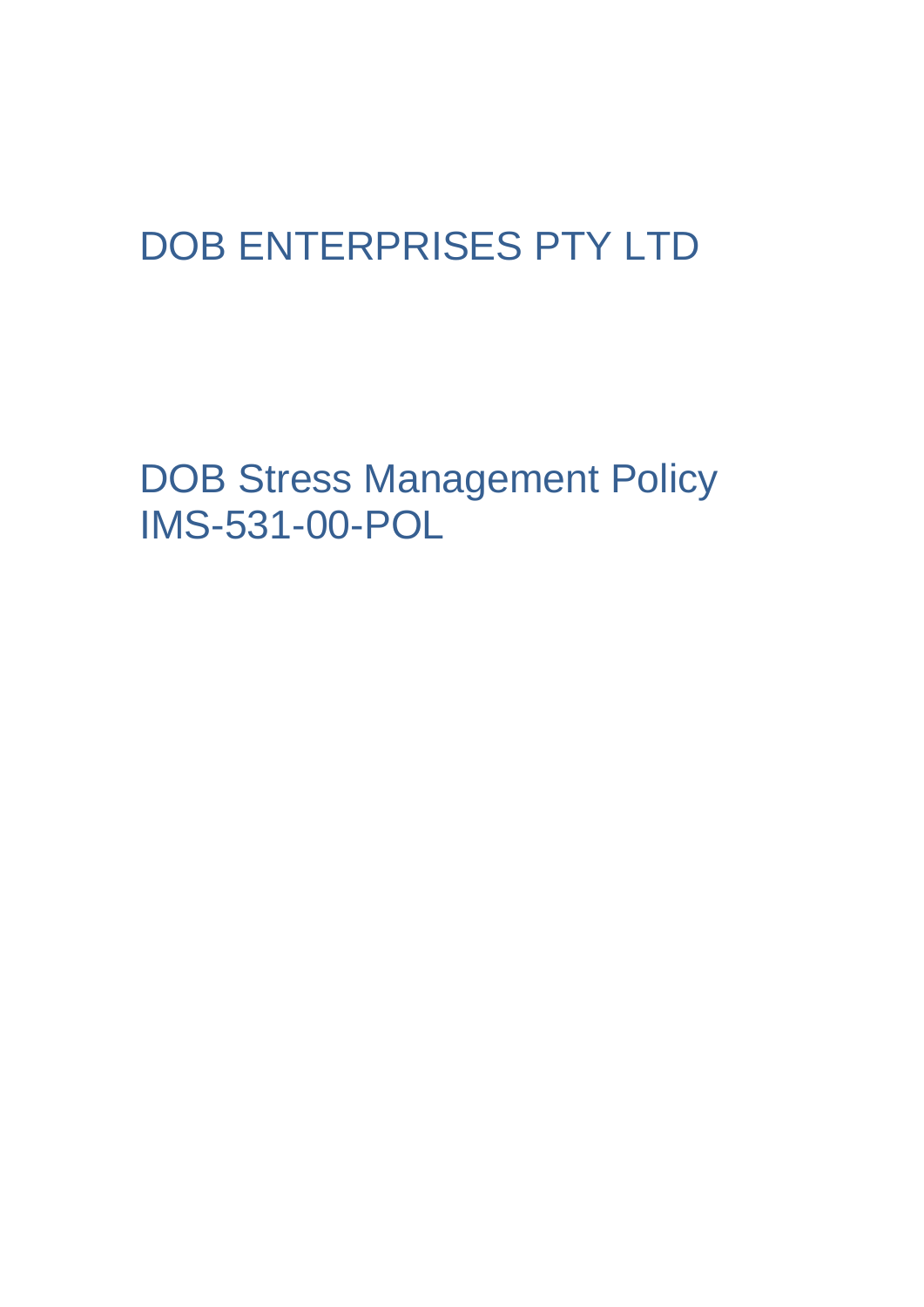# DOB ENTERPRISES PTY LTD

## DOB Stress Management Policy
## IMS-531-00-POL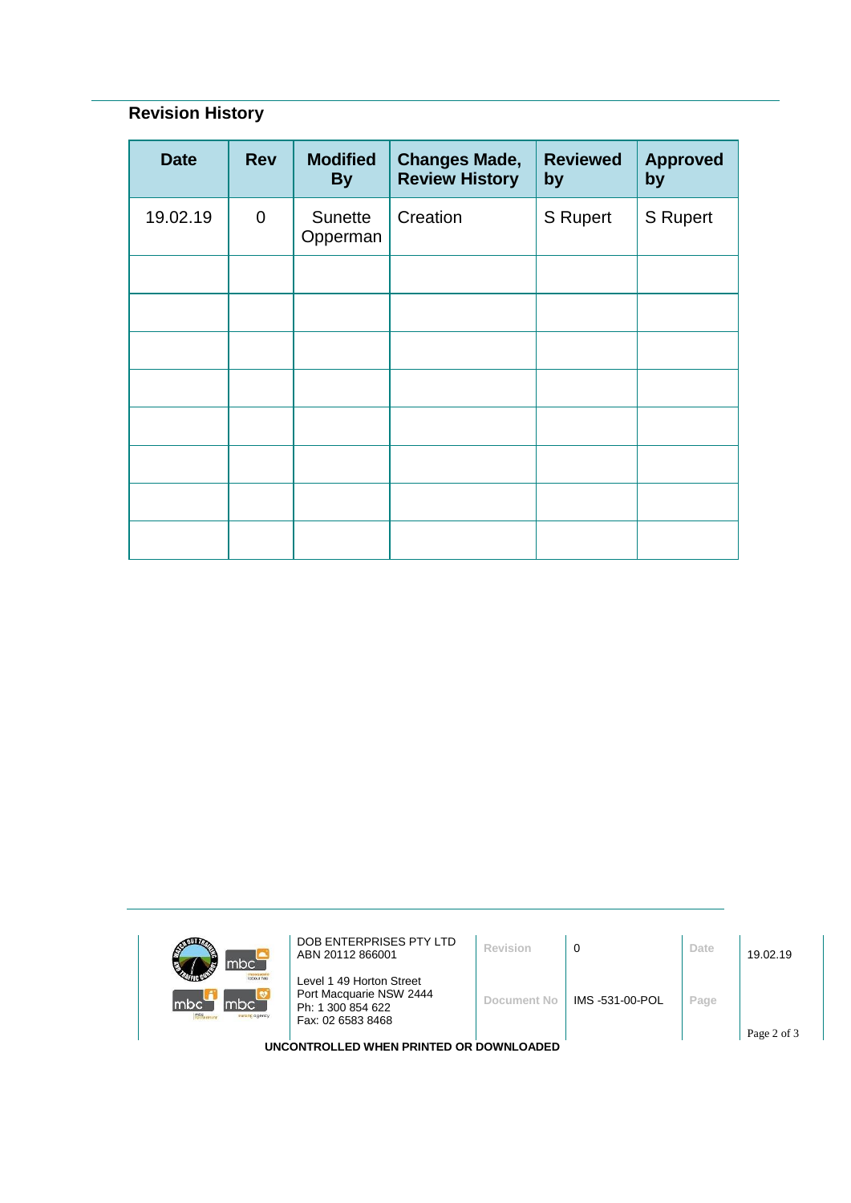## Revision History

| Date | Rev | Modified By | Changes Made, Review History | Reviewed by | Approved by |
|---|---|---|---|---|---|
| 19.02.19 | 0 | Sunette Opperman | Creation | S Rupert | S Rupert |
| | | | | | |
| | | | | | |
| | | | | | |
| | | | | | |
| | | | | | |
| | | | | | |
| | | | | | |
| | | | | | |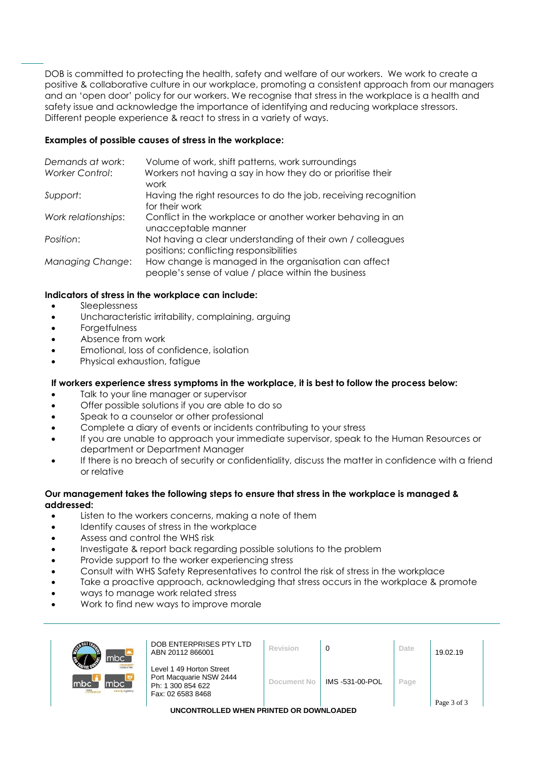DOB is committed to protecting the health, safety and welfare of our workers. We work to create a positive & collaborative culture in our workplace, promoting a consistent approach from our managers and an 'open door' policy for our workers. We recognise that stress in the workplace is a health and safety issue and acknowledge the importance of identifying and reducing workplace stressors. Different people experience & react to stress in a variety of ways.

**Examples of possible causes of stress in the workplace:**

| | |
|---|---|
| *Demands at work*: | Volume of work, shift patterns, work surroundings |
| *Worker Control*: | Workers not having a say in how they do or prioritise their work |
| *Support*: | Having the right resources to do the job, receiving recognition for their work |
| *Work relationships*: | Conflict in the workplace or another worker behaving in an unacceptable manner |
| *Position*: | Not having a clear understanding of their own / colleagues positions; conflicting responsibilities |
| *Managing Change*: | How change is managed in the organisation can affect people's sense of value / place within the business |

**Indicators of stress in the workplace can include:**

- Sleeplessness
- Uncharacteristic irritability, complaining, arguing
- Forgetfulness
- Absence from work
- Emotional, loss of confidence, isolation
- Physical exhaustion, fatigue

**If workers experience stress symptoms in the workplace, it is best to follow the process below:**

- Talk to your line manager or supervisor
- Offer possible solutions if you are able to do so
- Speak to a counselor or other professional
- Complete a diary of events or incidents contributing to your stress
- If you are unable to approach your immediate supervisor, speak to the Human Resources or department or Department Manager
- If there is no breach of security or confidentiality, discuss the matter in confidence with a friend or relative

**Our management takes the following steps to ensure that stress in the workplace is managed & addressed:**

- Listen to the workers concerns, making a note of them
- Identify causes of stress in the workplace
- Assess and control the WHS risk
- Investigate & report back regarding possible solutions to the problem
- Provide support to the worker experiencing stress
- Consult with WHS Safety Representatives to control the risk of stress in the workplace
- Take a proactive approach, acknowledging that stress occurs in the workplace & promote
- ways to manage work related stress
- Work to find new ways to improve morale

| DOB ENTERPRISES PTY LTD ABN 20112 866001 | Revision | 0 | Date | 19.02.19 |
|---|---|---|---|---|
| Level 1 49 Horton Street Port Macquarie NSW 2444 Ph: 1 300 854 622 Fax: 02 6583 8468 | Document No | IMS -531-00-POL | Page | |

**UNCONTROLLED WHEN PRINTED OR DOWNLOADED**